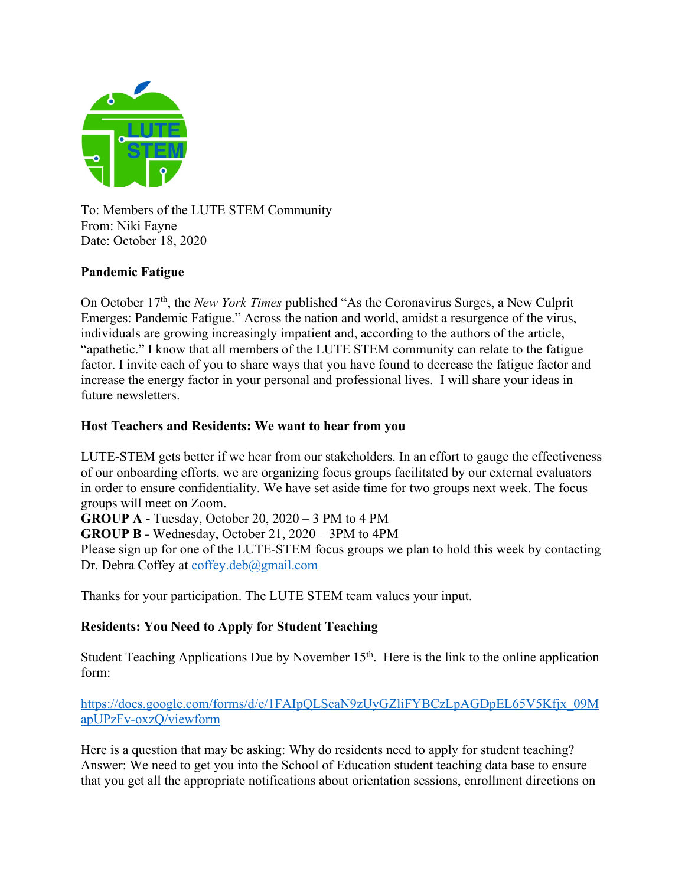To: Members of the LUTE STEM Community
From: Niki Fayne
Date: October 18, 2020

**Pandemic Fatigue**

On October 17th, the *New York Times* published "As the Coronavirus Surges, a New Culprit Emerges: Pandemic Fatigue." Across the nation and world, amidst a resurgence of the virus, individuals are growing increasingly impatient and, according to the authors of the article, "apathetic." I know that all members of the LUTE STEM community can relate to the fatigue factor. I invite each of you to share ways that you have found to decrease the fatigue factor and increase the energy factor in your personal and professional lives. I will share your ideas in future newsletters.

**Host Teachers and Residents: We want to hear from you**

LUTE-STEM gets better if we hear from our stakeholders. In an effort to gauge the effectiveness of our onboarding efforts, we are organizing focus groups facilitated by our external evaluators in order to ensure confidentiality. We have set aside time for two groups next week. The focus groups will meet on Zoom.
**GROUP A -** Tuesday, October 20, 2020 – 3 PM to 4 PM
**GROUP B -** Wednesday, October 21, 2020 – 3PM to 4PM
Please sign up for one of the LUTE-STEM focus groups we plan to hold this week by contacting Dr. Debra Coffey at coffey.deb@gmail.com

Thanks for your participation. The LUTE STEM team values your input.

**Residents: You Need to Apply for Student Teaching**

Student Teaching Applications Due by November 15th. Here is the link to the online application form:

https://docs.google.com/forms/d/e/1FAIpQLScaN9zUyGZliFYBCzLpAGDpEL65V5Kfjx_09MapUPzFv-oxzQ/viewform

Here is a question that may be asking: Why do residents need to apply for student teaching? Answer: We need to get you into the School of Education student teaching data base to ensure that you get all the appropriate notifications about orientation sessions, enrollment directions on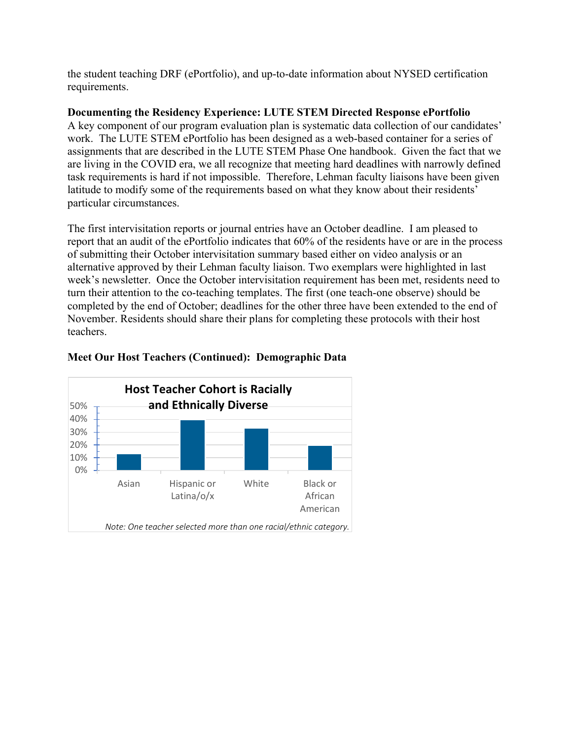the student teaching DRF (ePortfolio), and up-to-date information about NYSED certification requirements.

**Documenting the Residency Experience: LUTE STEM Directed Response ePortfolio**
A key component of our program evaluation plan is systematic data collection of our candidates' work. The LUTE STEM ePortfolio has been designed as a web-based container for a series of assignments that are described in the LUTE STEM Phase One handbook. Given the fact that we are living in the COVID era, we all recognize that meeting hard deadlines with narrowly defined task requirements is hard if not impossible. Therefore, Lehman faculty liaisons have been given latitude to modify some of the requirements based on what they know about their residents' particular circumstances.

The first intervisitation reports or journal entries have an October deadline. I am pleased to report that an audit of the ePortfolio indicates that 60% of the residents have or are in the process of submitting their October intervisitation summary based either on video analysis or an alternative approved by their Lehman faculty liaison. Two exemplars were highlighted in last week's newsletter. Once the October intervisitation requirement has been met, residents need to turn their attention to the co-teaching templates. The first (one teach-one observe) should be completed by the end of October; deadlines for the other three have been extended to the end of November. Residents should share their plans for completing these protocols with their host teachers.

**Meet Our Host Teachers (Continued): Demographic Data**

**Host Teacher Cohort is Racially and Ethnically Diverse**

| Category | Percentage (approx.) |
|---|---|
| Asian | ~13% |
| Hispanic or Latina/o/x | ~39% |
| White | ~33% |
| Black or African American | ~19% |

*Note: One teacher selected more than one racial/ethnic category.*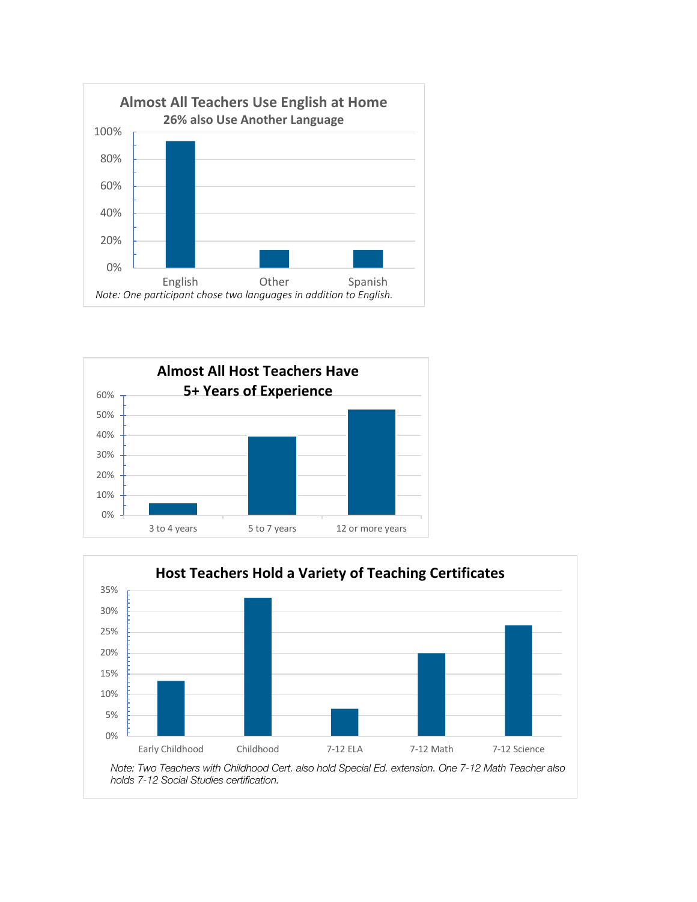**Almost All Teachers Use English at Home**

**26% also Use Another Language**

*Note: One participant chose two languages in addition to English.*

**Almost All Host Teachers Have 5+ Years of Experience**

**Host Teachers Hold a Variety of Teaching Certificates**

*Note: Two Teachers with Childhood Cert. also hold Special Ed. extension. One 7-12 Math Teacher also holds 7-12 Social Studies certification.*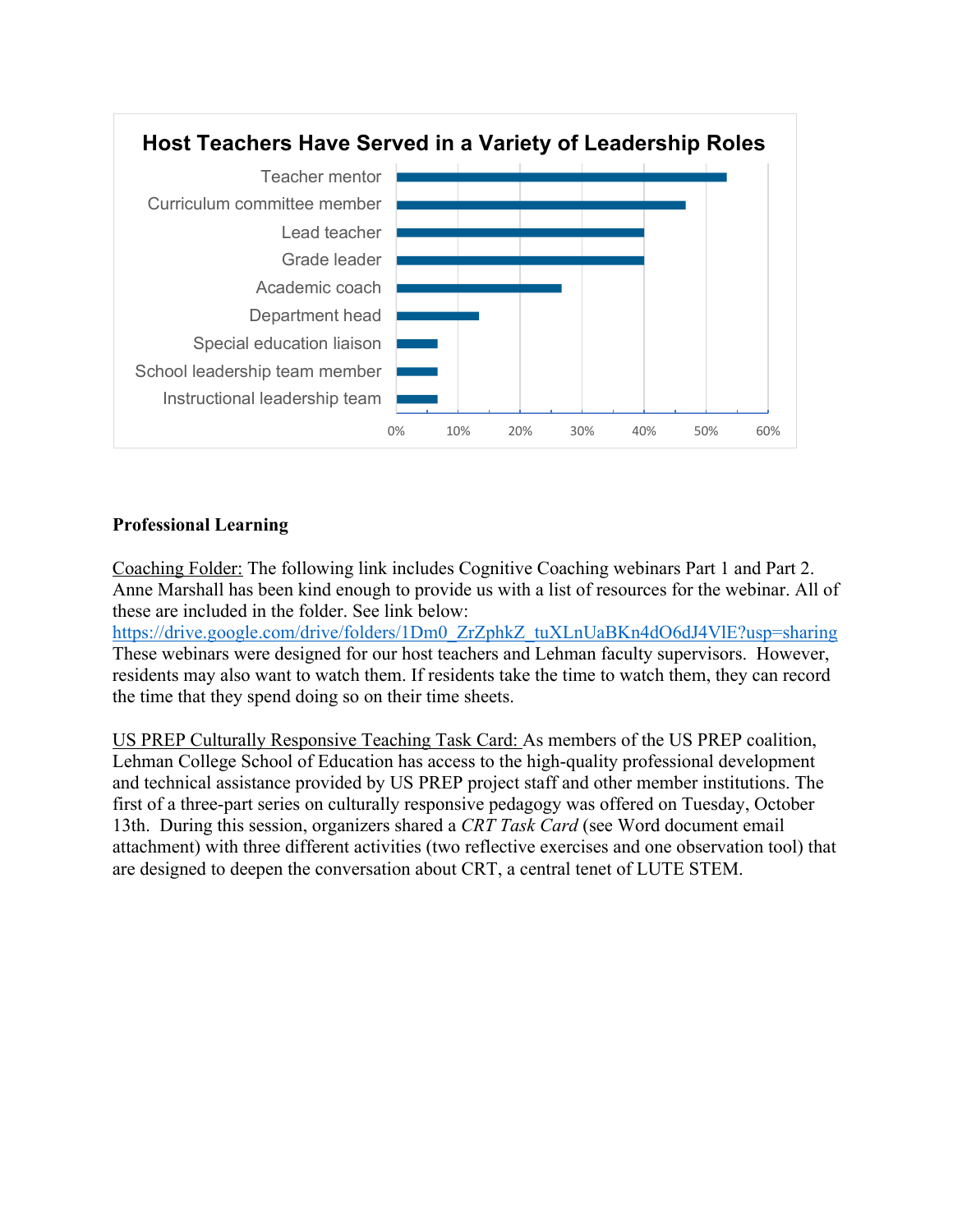Host Teachers Have Served in a Variety of Leadership Roles

Teacher mentor
Curriculum committee member
Lead teacher
Grade leader
Academic coach
Department head
Special education liaison
School leadership team member
Instructional leadership team

0% 10% 20% 30% 40% 50% 60%

**Professional Learning**

Coaching Folder: The following link includes Cognitive Coaching webinars Part 1 and Part 2. Anne Marshall has been kind enough to provide us with a list of resources for the webinar. All of these are included in the folder. See link below:
https://drive.google.com/drive/folders/1Dm0_ZrZphkZ_tuXLnUaBKn4dO6dJ4VlE?usp=sharing
These webinars were designed for our host teachers and Lehman faculty supervisors. However, residents may also want to watch them. If residents take the time to watch them, they can record the time that they spend doing so on their time sheets.

US PREP Culturally Responsive Teaching Task Card: As members of the US PREP coalition, Lehman College School of Education has access to the high-quality professional development and technical assistance provided by US PREP project staff and other member institutions. The first of a three-part series on culturally responsive pedagogy was offered on Tuesday, October 13th. During this session, organizers shared a *CRT Task Card* (see Word document email attachment) with three different activities (two reflective exercises and one observation tool) that are designed to deepen the conversation about CRT, a central tenet of LUTE STEM.